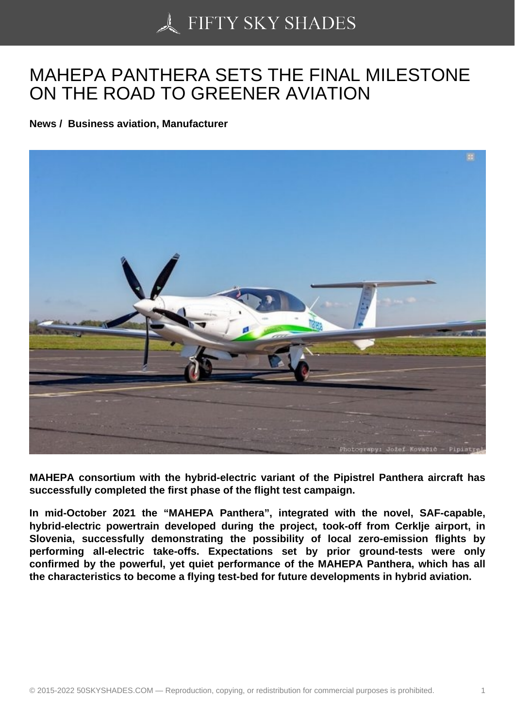# MAHEPA PANTHERA SETS THE FINAL MILESTONE ON THE ROAD TO GREENER AVIATION

**News / Business aviation, Manufacturer**

**MAHEPA consortium with the hybrid-electric variant of the Pipistrel Panthera aircraft has successfully completed the first phase of the flight test campaign.**

**In mid-October 2021 the "MAHEPA Panthera", integrated with the novel, SAF-capable, hybrid-electric powertrain developed during the project, took-off from Cerklje airport, in Slovenia, successfully demonstrating the possibility of local zero-emission flights by performing all-electric take-offs. Expectations set by prior ground-tests were only confirmed by the powerful, yet quiet performance of the MAHEPA Panthera, which has all the characteristics to become a flying test-bed for future developments in hybrid aviation.**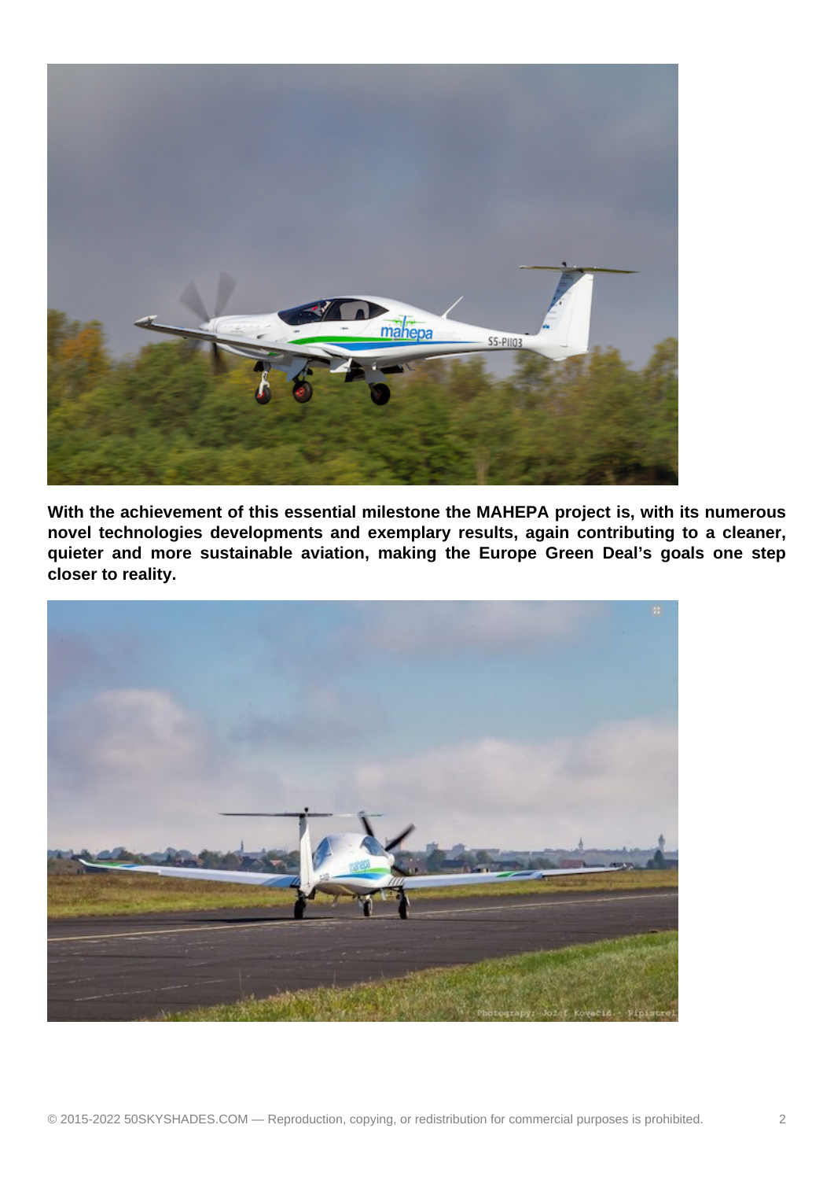**With the achievement of this essential milestone the MAHEPA project is, with its numerous novel technologies developments and exemplary results, again contributing to a cleaner, quieter and more sustainable aviation, making the Europe Green Deal’s goals one step closer to reality.**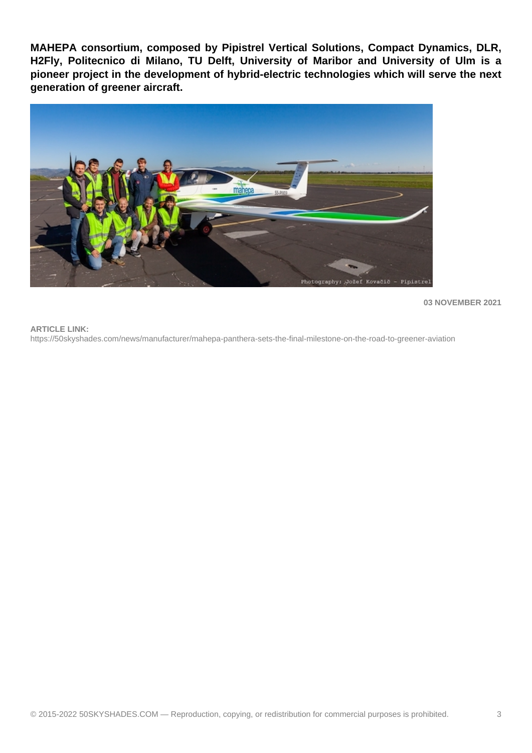**MAHEPA consortium, composed by Pipistrel Vertical Solutions, Compact Dynamics, DLR, H2Fly, Politecnico di Milano, TU Delft, University of Maribor and University of Ulm is a pioneer project in the development of hybrid-electric technologies which will serve the next generation of greener aircraft.**

**03 NOVEMBER 2021**

**ARTICLE LINK:**
https://50skyshades.com/news/manufacturer/mahepa-panthera-sets-the-final-milestone-on-the-road-to-greener-aviation